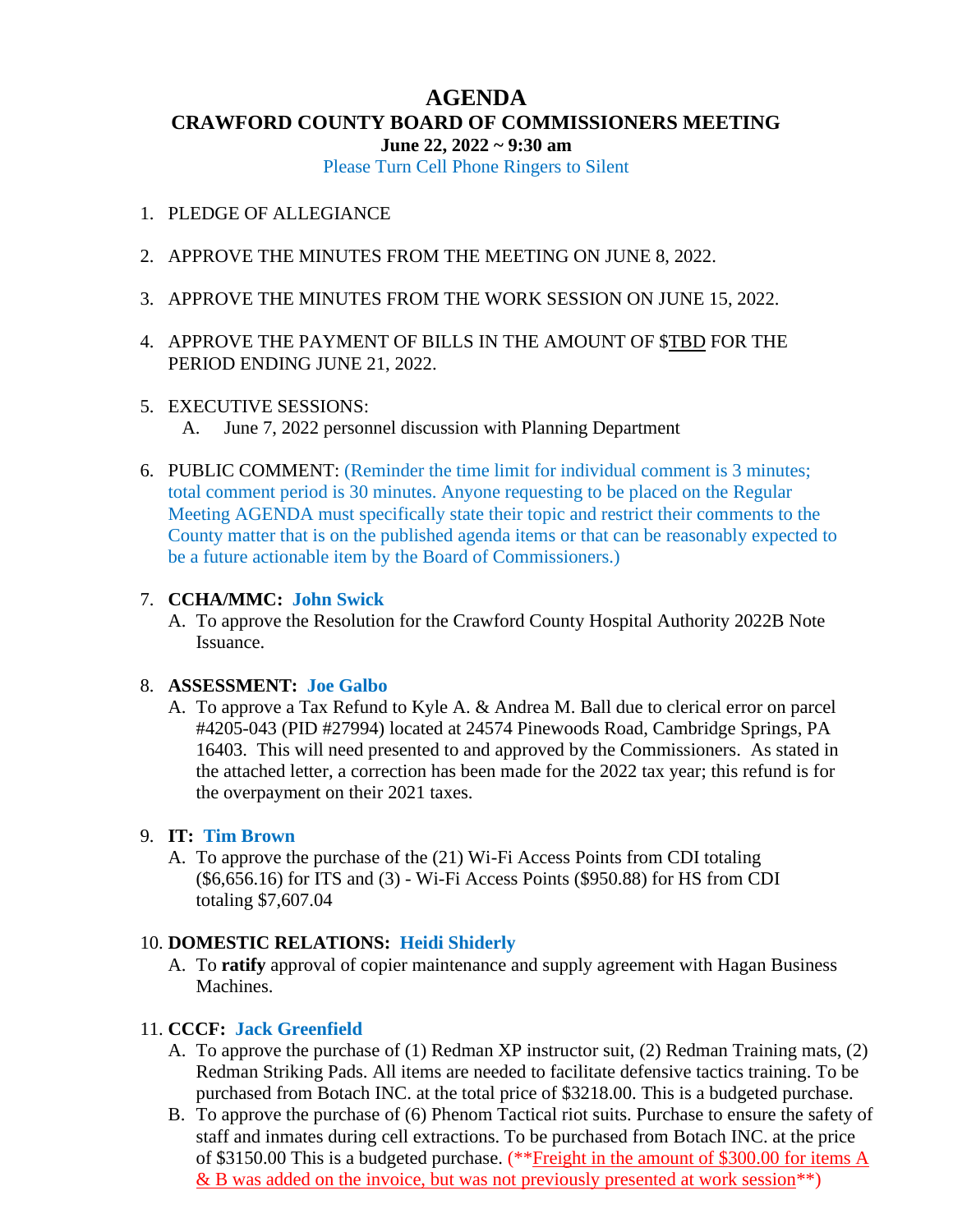# AGENDA

## CRAWFORD COUNTY BOARD OF COMMISSIONERS MEETING

**June 22, 2022 ~ 9:30 am**

Please Turn Cell Phone Ringers to Silent

1. PLEDGE OF ALLEGIANCE

2. APPROVE THE MINUTES FROM THE MEETING ON JUNE 8, 2022.

3. APPROVE THE MINUTES FROM THE WORK SESSION ON JUNE 15, 2022.

4. APPROVE THE PAYMENT OF BILLS IN THE AMOUNT OF $TBD FOR THE PERIOD ENDING JUNE 21, 2022.

5. EXECUTIVE SESSIONS:
   A. June 7, 2022 personnel discussion with Planning Department

6. PUBLIC COMMENT: (Reminder the time limit for individual comment is 3 minutes; total comment period is 30 minutes. Anyone requesting to be placed on the Regular Meeting AGENDA must specifically state their topic and restrict their comments to the County matter that is on the published agenda items or that can be reasonably expected to be a future actionable item by the Board of Commissioners.)

7. **CCHA/MMC: John Swick**
   A. To approve the Resolution for the Crawford County Hospital Authority 2022B Note Issuance.

8. **ASSESSMENT: Joe Galbo**
   A. To approve a Tax Refund to Kyle A. & Andrea M. Ball due to clerical error on parcel #4205-043 (PID #27994) located at 24574 Pinewoods Road, Cambridge Springs, PA 16403. This will need presented to and approved by the Commissioners. As stated in the attached letter, a correction has been made for the 2022 tax year; this refund is for the overpayment on their 2021 taxes.

9. **IT: Tim Brown**
   A. To approve the purchase of the (21) Wi-Fi Access Points from CDI totaling ($6,656.16) for ITS and (3) - Wi-Fi Access Points ($950.88) for HS from CDI totaling $7,607.04

10. **DOMESTIC RELATIONS: Heidi Shiderly**
    A. To **ratify** approval of copier maintenance and supply agreement with Hagan Business Machines.

11. **CCCF: Jack Greenfield**
    A. To approve the purchase of (1) Redman XP instructor suit, (2) Redman Training mats, (2) Redman Striking Pads. All items are needed to facilitate defensive tactics training. To be purchased from Botach INC. at the total price of $3218.00. This is a budgeted purchase.
    B. To approve the purchase of (6) Phenom Tactical riot suits. Purchase to ensure the safety of staff and inmates during cell extractions. To be purchased from Botach INC. at the price of $3150.00 This is a budgeted purchase. (**Freight in the amount of $300.00 for items A & B was added on the invoice, but was not previously presented at work session**)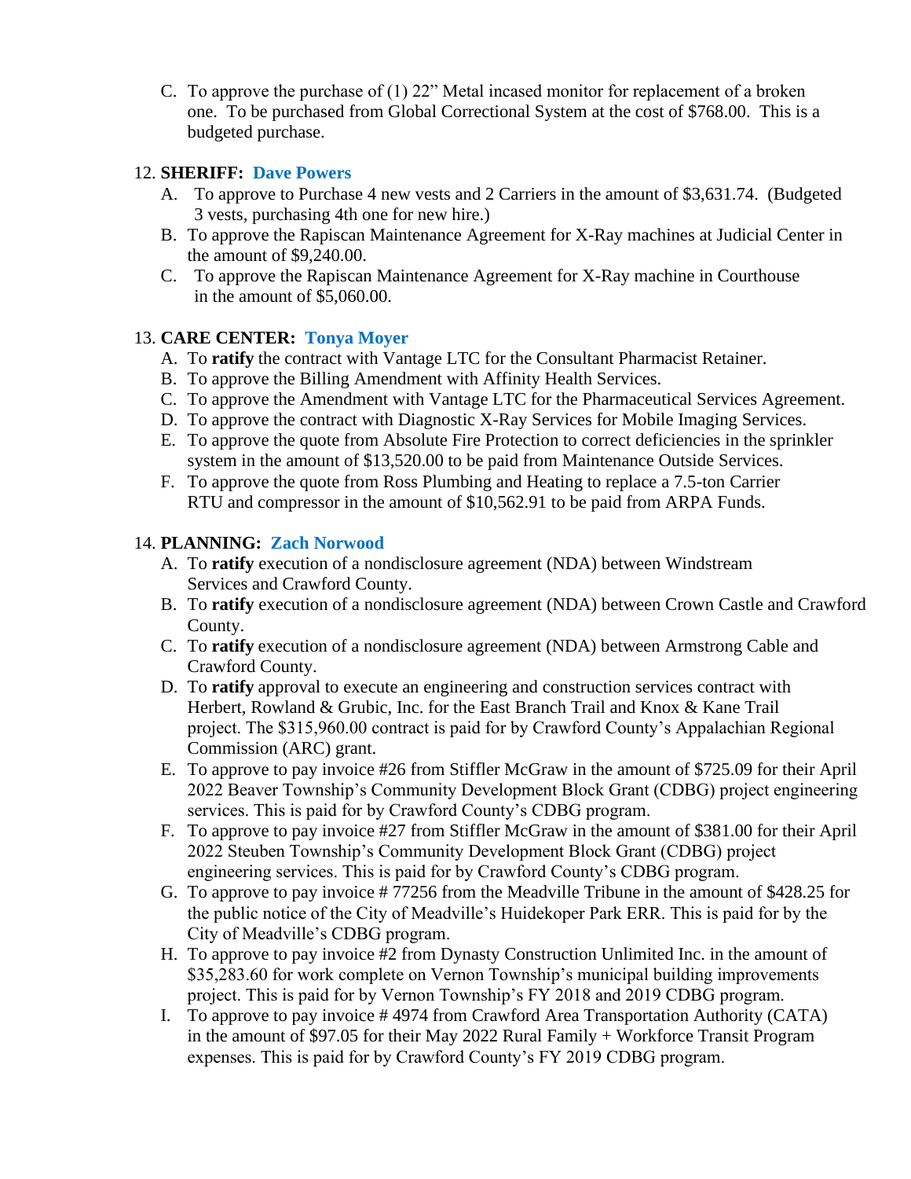C. To approve the purchase of (1) 22" Metal incased monitor for replacement of a broken one. To be purchased from Global Correctional System at the cost of $768.00. This is a budgeted purchase.

12. **SHERIFF: Dave Powers**
    A. To approve to Purchase 4 new vests and 2 Carriers in the amount of $3,631.74. (Budgeted 3 vests, purchasing 4th one for new hire.)
    B. To approve the Rapiscan Maintenance Agreement for X-Ray machines at Judicial Center in the amount of $9,240.00.
    C. To approve the Rapiscan Maintenance Agreement for X-Ray machine in Courthouse in the amount of $5,060.00.

13. **CARE CENTER: Tonya Moyer**
    A. To **ratify** the contract with Vantage LTC for the Consultant Pharmacist Retainer.
    B. To approve the Billing Amendment with Affinity Health Services.
    C. To approve the Amendment with Vantage LTC for the Pharmaceutical Services Agreement.
    D. To approve the contract with Diagnostic X-Ray Services for Mobile Imaging Services.
    E. To approve the quote from Absolute Fire Protection to correct deficiencies in the sprinkler system in the amount of $13,520.00 to be paid from Maintenance Outside Services.
    F. To approve the quote from Ross Plumbing and Heating to replace a 7.5-ton Carrier RTU and compressor in the amount of $10,562.91 to be paid from ARPA Funds.

14. **PLANNING: Zach Norwood**
    A. To **ratify** execution of a nondisclosure agreement (NDA) between Windstream Services and Crawford County.
    B. To **ratify** execution of a nondisclosure agreement (NDA) between Crown Castle and Crawford County.
    C. To **ratify** execution of a nondisclosure agreement (NDA) between Armstrong Cable and Crawford County.
    D. To **ratify** approval to execute an engineering and construction services contract with Herbert, Rowland & Grubic, Inc. for the East Branch Trail and Knox & Kane Trail project. The $315,960.00 contract is paid for by Crawford County's Appalachian Regional Commission (ARC) grant.
    E. To approve to pay invoice #26 from Stiffler McGraw in the amount of $725.09 for their April 2022 Beaver Township's Community Development Block Grant (CDBG) project engineering services. This is paid for by Crawford County's CDBG program.
    F. To approve to pay invoice #27 from Stiffler McGraw in the amount of $381.00 for their April 2022 Steuben Township's Community Development Block Grant (CDBG) project engineering services. This is paid for by Crawford County's CDBG program.
    G. To approve to pay invoice # 77256 from the Meadville Tribune in the amount of $428.25 for the public notice of the City of Meadville's Huidekoper Park ERR. This is paid for by the City of Meadville's CDBG program.
    H. To approve to pay invoice #2 from Dynasty Construction Unlimited Inc. in the amount of $35,283.60 for work complete on Vernon Township's municipal building improvements project. This is paid for by Vernon Township's FY 2018 and 2019 CDBG program.
    I. To approve to pay invoice # 4974 from Crawford Area Transportation Authority (CATA) in the amount of $97.05 for their May 2022 Rural Family + Workforce Transit Program expenses. This is paid for by Crawford County's FY 2019 CDBG program.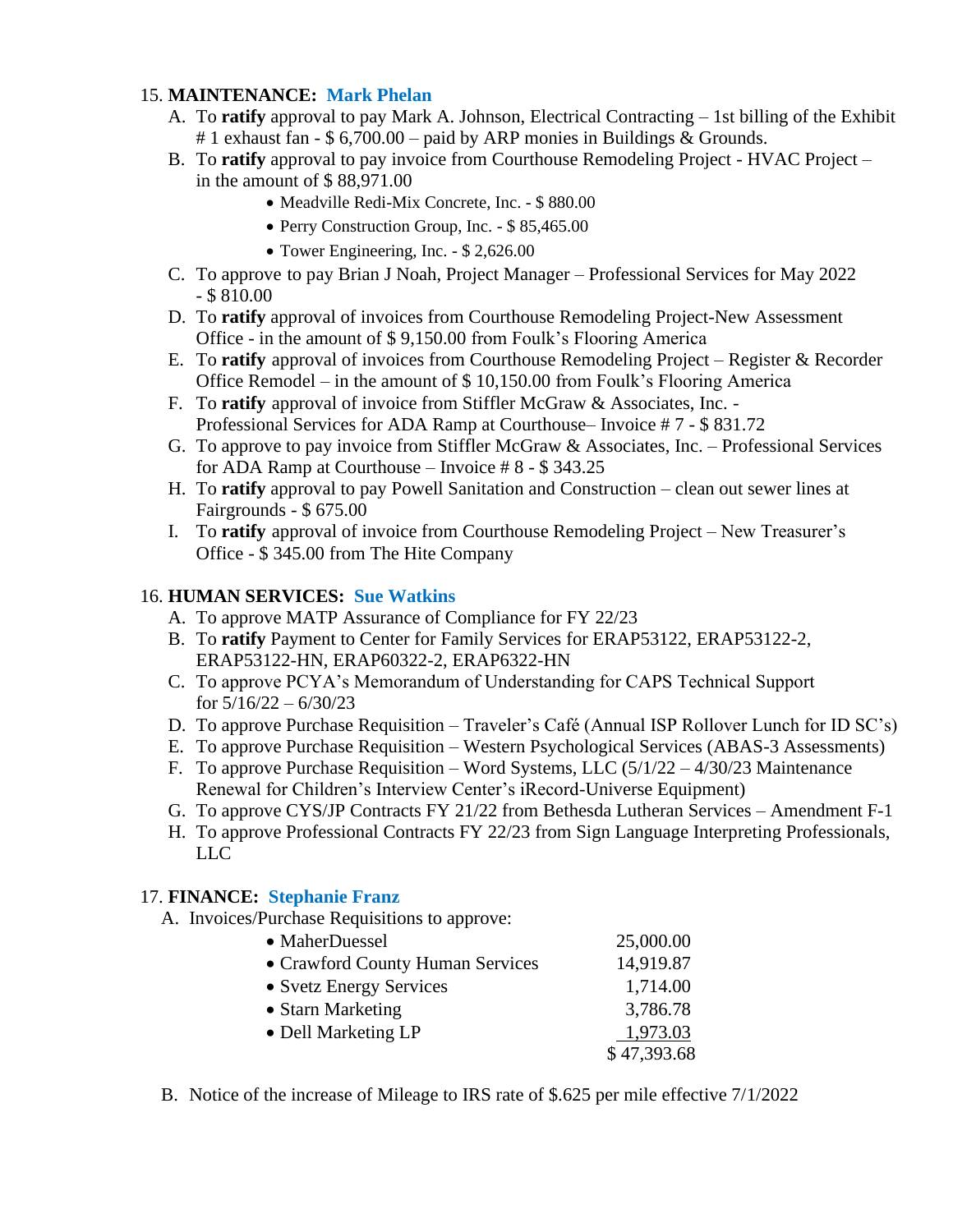15. **MAINTENANCE: Mark Phelan**
    - A. To **ratify** approval to pay Mark A. Johnson, Electrical Contracting – 1st billing of the Exhibit # 1 exhaust fan - $ 6,700.00 – paid by ARP monies in Buildings & Grounds.
    - B. To **ratify** approval to pay invoice from Courthouse Remodeling Project - HVAC Project – in the amount of $ 88,971.00
        - Meadville Redi-Mix Concrete, Inc. - $ 880.00
        - Perry Construction Group, Inc. - $ 85,465.00
        - Tower Engineering, Inc. - $ 2,626.00
    - C. To approve to pay Brian J Noah, Project Manager – Professional Services for May 2022 - $ 810.00
    - D. To **ratify** approval of invoices from Courthouse Remodeling Project-New Assessment Office - in the amount of $ 9,150.00 from Foulk's Flooring America
    - E. To **ratify** approval of invoices from Courthouse Remodeling Project – Register & Recorder Office Remodel – in the amount of $ 10,150.00 from Foulk's Flooring America
    - F. To **ratify** approval of invoice from Stiffler McGraw & Associates, Inc. - Professional Services for ADA Ramp at Courthouse– Invoice # 7 - $ 831.72
    - G. To approve to pay invoice from Stiffler McGraw & Associates, Inc. – Professional Services for ADA Ramp at Courthouse – Invoice # 8 - $ 343.25
    - H. To **ratify** approval to pay Powell Sanitation and Construction – clean out sewer lines at Fairgrounds - $ 675.00
    - I. To **ratify** approval of invoice from Courthouse Remodeling Project – New Treasurer's Office - $ 345.00 from The Hite Company

16. **HUMAN SERVICES: Sue Watkins**
    - A. To approve MATP Assurance of Compliance for FY 22/23
    - B. To **ratify** Payment to Center for Family Services for ERAP53122, ERAP53122-2, ERAP53122-HN, ERAP60322-2, ERAP6322-HN
    - C. To approve PCYA's Memorandum of Understanding for CAPS Technical Support for 5/16/22 – 6/30/23
    - D. To approve Purchase Requisition – Traveler's Café (Annual ISP Rollover Lunch for ID SC's)
    - E. To approve Purchase Requisition – Western Psychological Services (ABAS-3 Assessments)
    - F. To approve Purchase Requisition – Word Systems, LLC (5/1/22 – 4/30/23 Maintenance Renewal for Children's Interview Center's iRecord-Universe Equipment)
    - G. To approve CYS/JP Contracts FY 21/22 from Bethesda Lutheran Services – Amendment F-1
    - H. To approve Professional Contracts FY 22/23 from Sign Language Interpreting Professionals, LLC

17. **FINANCE: Stephanie Franz**
    - A. Invoices/Purchase Requisitions to approve:

| | |
|---|---|
| • MaherDuessel | 25,000.00 |
| • Crawford County Human Services | 14,919.87 |
| • Svetz Energy Services | 1,714.00 |
| • Starn Marketing | 3,786.78 |
| • Dell Marketing LP | 1,973.03 |
| | $ 47,393.68 |

    - B. Notice of the increase of Mileage to IRS rate of $.625 per mile effective 7/1/2022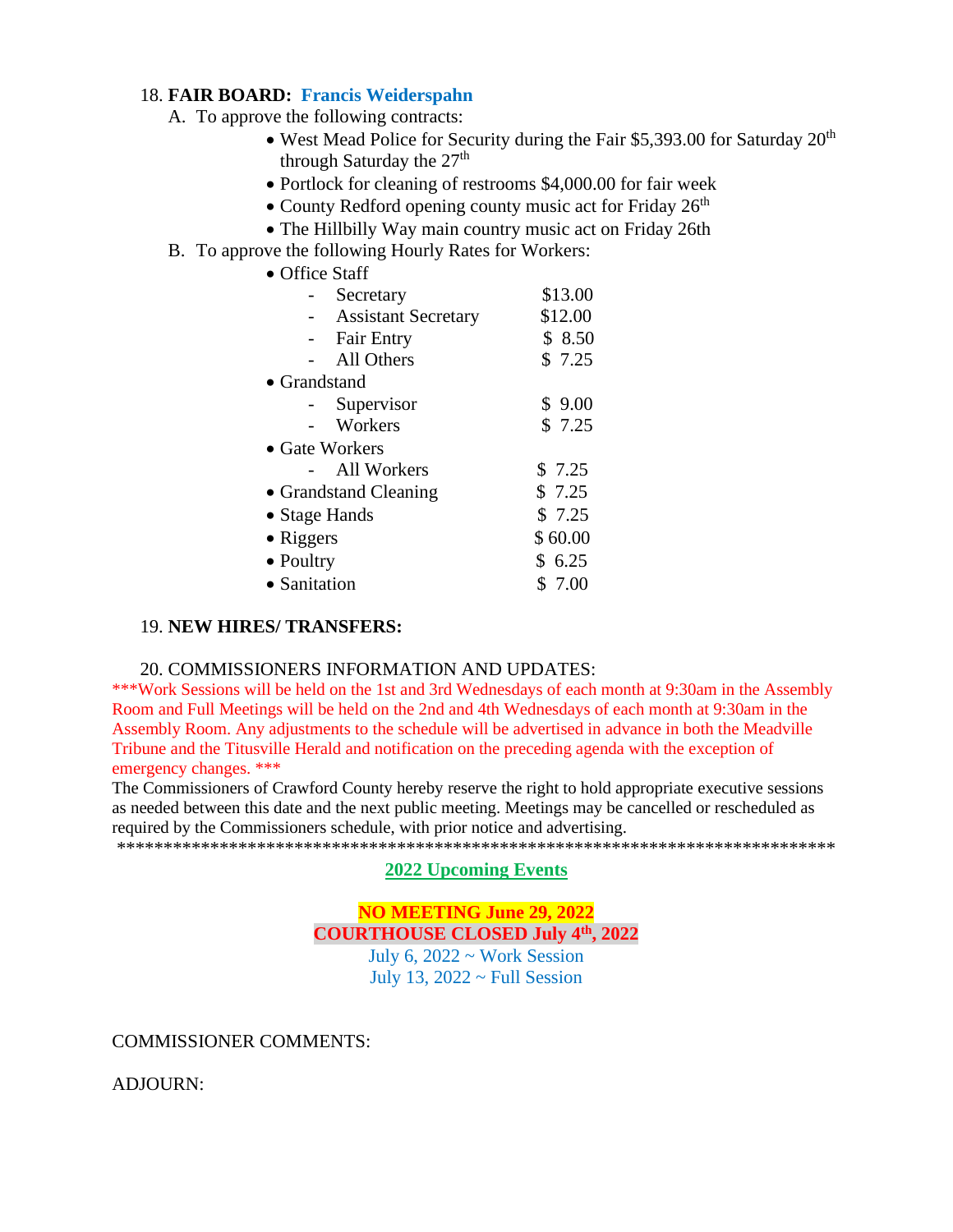18. **FAIR BOARD: Francis Weiderspahn**

A. To approve the following contracts:

- West Mead Police for Security during the Fair $5,393.00 for Saturday 20th through Saturday the 27th
- Portlock for cleaning of restrooms $4,000.00 for fair week
- County Redford opening county music act for Friday 26th
- The Hillbilly Way main country music act on Friday 26th

B. To approve the following Hourly Rates for Workers:

- Office Staff
  - Secretary $13.00
  - Assistant Secretary $12.00
  - Fair Entry $ 8.50
  - All Others $ 7.25
- Grandstand
  - Supervisor $ 9.00
  - Workers $ 7.25
- Gate Workers
  - All Workers $ 7.25
- Grandstand Cleaning $ 7.25
- Stage Hands $ 7.25
- Riggers $ 60.00
- Poultry $ 6.25
- Sanitation $ 7.00

19. **NEW HIRES/ TRANSFERS:**

20. COMMISSIONERS INFORMATION AND UPDATES:

***Work Sessions will be held on the 1st and 3rd Wednesdays of each month at 9:30am in the Assembly Room and Full Meetings will be held on the 2nd and 4th Wednesdays of each month at 9:30am in the Assembly Room. Any adjustments to the schedule will be advertised in advance in both the Meadville Tribune and the Titusville Herald and notification on the preceding agenda with the exception of emergency changes. ***

The Commissioners of Crawford County hereby reserve the right to hold appropriate executive sessions as needed between this date and the next public meeting. Meetings may be cancelled or rescheduled as required by the Commissioners schedule, with prior notice and advertising.

********************************************************************************

**2022 Upcoming Events**

**NO MEETING June 29, 2022**

**COURTHOUSE CLOSED July 4th, 2022**

July 6, 2022 ~ Work Session

July 13, 2022 ~ Full Session

COMMISSIONER COMMENTS:

ADJOURN: